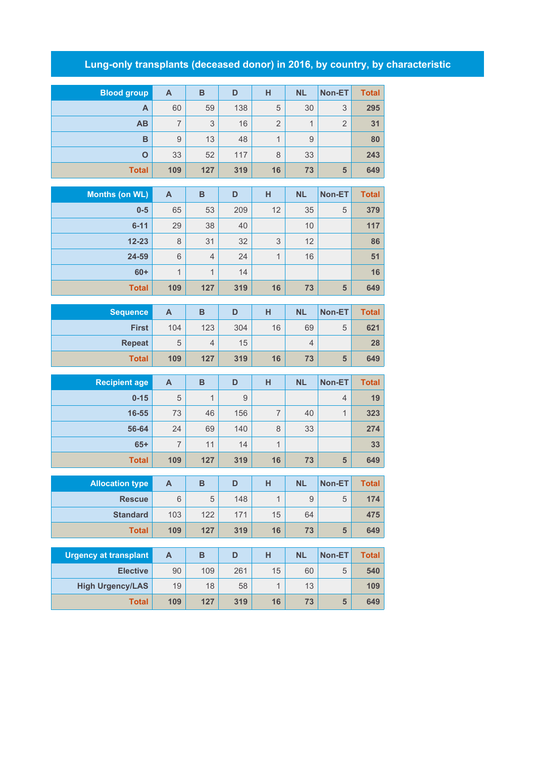# Lung-only transplants (deceased donor) in 2016, by country, by characteristic

| Blood group | A | B | D | H | NL | Non-ET | Total |
|---|---|---|---|---|---|---|---|
| A | 60 | 59 | 138 | 5 | 30 | 3 | 295 |
| AB | 7 | 3 | 16 | 2 | 1 | 2 | 31 |
| B | 9 | 13 | 48 | 1 | 9 | | 80 |
| O | 33 | 52 | 117 | 8 | 33 | | 243 |
| Total | 109 | 127 | 319 | 16 | 73 | 5 | 649 |

| Months (on WL) | A | B | D | H | NL | Non-ET | Total |
|---|---|---|---|---|---|---|---|
| 0-5 | 65 | 53 | 209 | 12 | 35 | 5 | 379 |
| 6-11 | 29 | 38 | 40 | | 10 | | 117 |
| 12-23 | 8 | 31 | 32 | 3 | 12 | | 86 |
| 24-59 | 6 | 4 | 24 | 1 | 16 | | 51 |
| 60+ | 1 | 1 | 14 | | | | 16 |
| Total | 109 | 127 | 319 | 16 | 73 | 5 | 649 |

| Sequence | A | B | D | H | NL | Non-ET | Total |
|---|---|---|---|---|---|---|---|
| First | 104 | 123 | 304 | 16 | 69 | 5 | 621 |
| Repeat | 5 | 4 | 15 | | 4 | | 28 |
| Total | 109 | 127 | 319 | 16 | 73 | 5 | 649 |

| Recipient age | A | B | D | H | NL | Non-ET | Total |
|---|---|---|---|---|---|---|---|
| 0-15 | 5 | 1 | 9 | | | 4 | 19 |
| 16-55 | 73 | 46 | 156 | 7 | 40 | 1 | 323 |
| 56-64 | 24 | 69 | 140 | 8 | 33 | | 274 |
| 65+ | 7 | 11 | 14 | 1 | | | 33 |
| Total | 109 | 127 | 319 | 16 | 73 | 5 | 649 |

| Allocation type | A | B | D | H | NL | Non-ET | Total |
|---|---|---|---|---|---|---|---|
| Rescue | 6 | 5 | 148 | 1 | 9 | 5 | 174 |
| Standard | 103 | 122 | 171 | 15 | 64 | | 475 |
| Total | 109 | 127 | 319 | 16 | 73 | 5 | 649 |

| Urgency at transplant | A | B | D | H | NL | Non-ET | Total |
|---|---|---|---|---|---|---|---|
| Elective | 90 | 109 | 261 | 15 | 60 | 5 | 540 |
| High Urgency/LAS | 19 | 18 | 58 | 1 | 13 | | 109 |
| Total | 109 | 127 | 319 | 16 | 73 | 5 | 649 |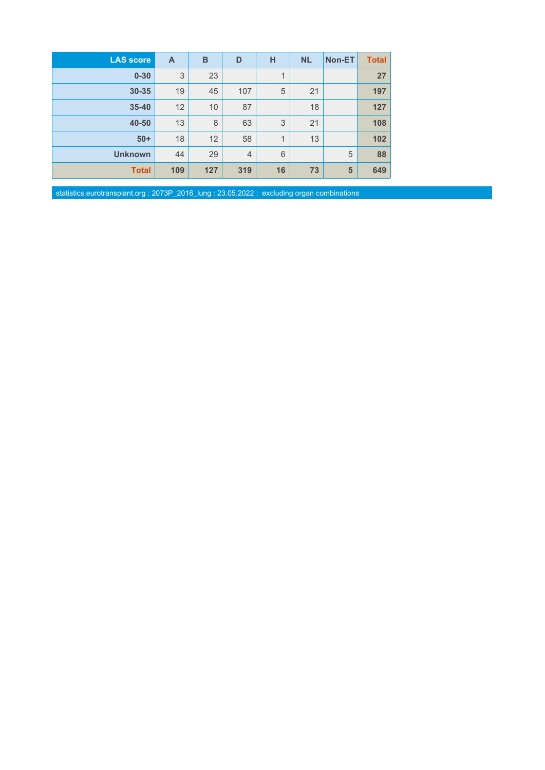| LAS score | A | B | D | H | NL | Non-ET | Total |
|---|---|---|---|---|---|---|---|
| 0-30 | 3 | 23 | | 1 | | | 27 |
| 30-35 | 19 | 45 | 107 | 5 | 21 | | 197 |
| 35-40 | 12 | 10 | 87 | | 18 | | 127 |
| 40-50 | 13 | 8 | 63 | 3 | 21 | | 108 |
| 50+ | 18 | 12 | 58 | 1 | 13 | | 102 |
| Unknown | 44 | 29 | 4 | 6 | | 5 | 88 |
| Total | 109 | 127 | 319 | 16 | 73 | 5 | 649 |

statistics.eurotransplant.org : 2073P_2016_lung : 23.05.2022 : excluding organ combinations